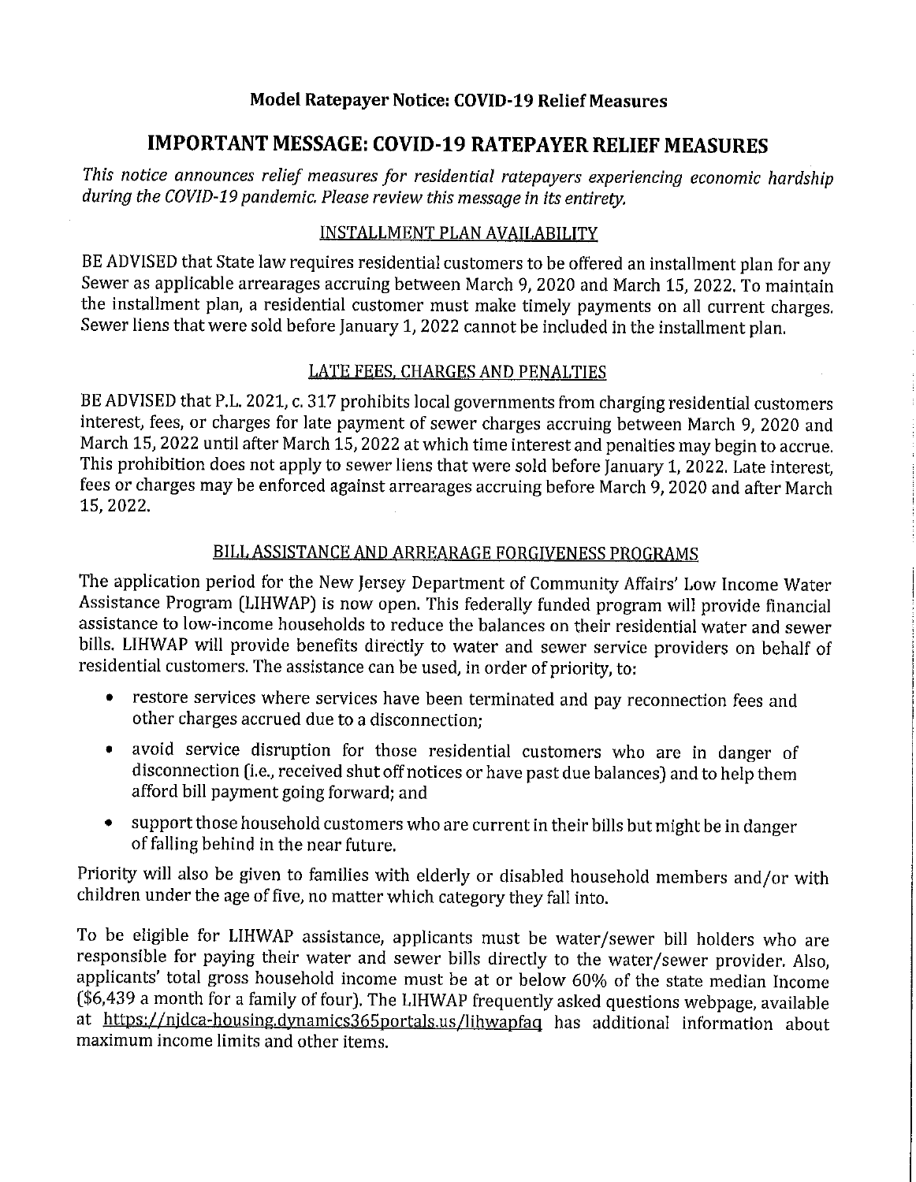**Model Ratepayer Notice: COVID-19 Relief Measures**

# IMPORTANT MESSAGE: COVID-19 RATEPAYER RELIEF MEASURES

*This notice announces relief measures for residential ratepayers experiencing economic hardship during the COVID-19 pandemic. Please review this message in its entirety.*

## INSTALLMENT PLAN AVAILABILITY

BE ADVISED that State law requires residential customers to be offered an installment plan for any Sewer as applicable arrearages accruing between March 9, 2020 and March 15, 2022. To maintain the installment plan, a residential customer must make timely payments on all current charges. Sewer liens that were sold before January 1, 2022 cannot be included in the installment plan.

## LATE FEES, CHARGES AND PENALTIES

BE ADVISED that P.L. 2021, c. 317 prohibits local governments from charging residential customers interest, fees, or charges for late payment of sewer charges accruing between March 9, 2020 and March 15, 2022 until after March 15, 2022 at which time interest and penalties may begin to accrue. This prohibition does not apply to sewer liens that were sold before January 1, 2022. Late interest, fees or charges may be enforced against arrearages accruing before March 9, 2020 and after March 15, 2022.

## BILL ASSISTANCE AND ARREARAGE FORGIVENESS PROGRAMS

The application period for the New Jersey Department of Community Affairs' Low Income Water Assistance Program (LIHWAP) is now open. This federally funded program will provide financial assistance to low-income households to reduce the balances on their residential water and sewer bills. LIHWAP will provide benefits directly to water and sewer service providers on behalf of residential customers. The assistance can be used, in order of priority, to:

- restore services where services have been terminated and pay reconnection fees and other charges accrued due to a disconnection;
- avoid service disruption for those residential customers who are in danger of disconnection (i.e., received shut off notices or have past due balances) and to help them afford bill payment going forward; and
- support those household customers who are current in their bills but might be in danger of falling behind in the near future.

Priority will also be given to families with elderly or disabled household members and/or with children under the age of five, no matter which category they fall into.

To be eligible for LIHWAP assistance, applicants must be water/sewer bill holders who are responsible for paying their water and sewer bills directly to the water/sewer provider. Also, applicants' total gross household income must be at or below 60% of the state median Income ($6,439 a month for a family of four). The LIHWAP frequently asked questions webpage, available at https://njdca-housing.dynamics365portals.us/lihwapfaq has additional information about maximum income limits and other items.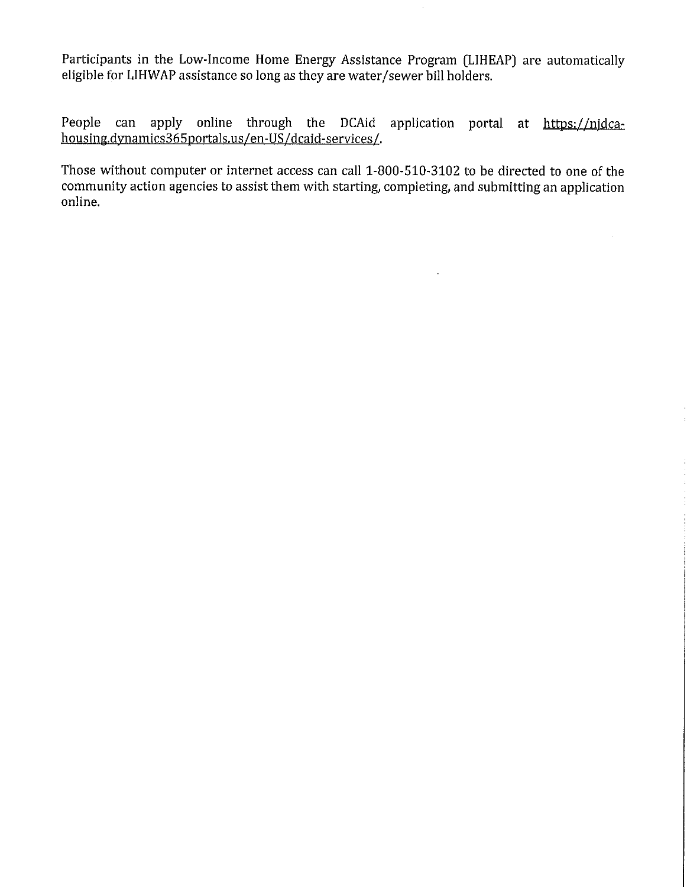Participants in the Low-Income Home Energy Assistance Program (LIHEAP) are automatically eligible for LIHWAP assistance so long as they are water/sewer bill holders.

People can apply online through the DCAid application portal at https://njdca-housing.dynamics365portals.us/en-US/dcaid-services/.

Those without computer or internet access can call 1-800-510-3102 to be directed to one of the community action agencies to assist them with starting, completing, and submitting an application online.